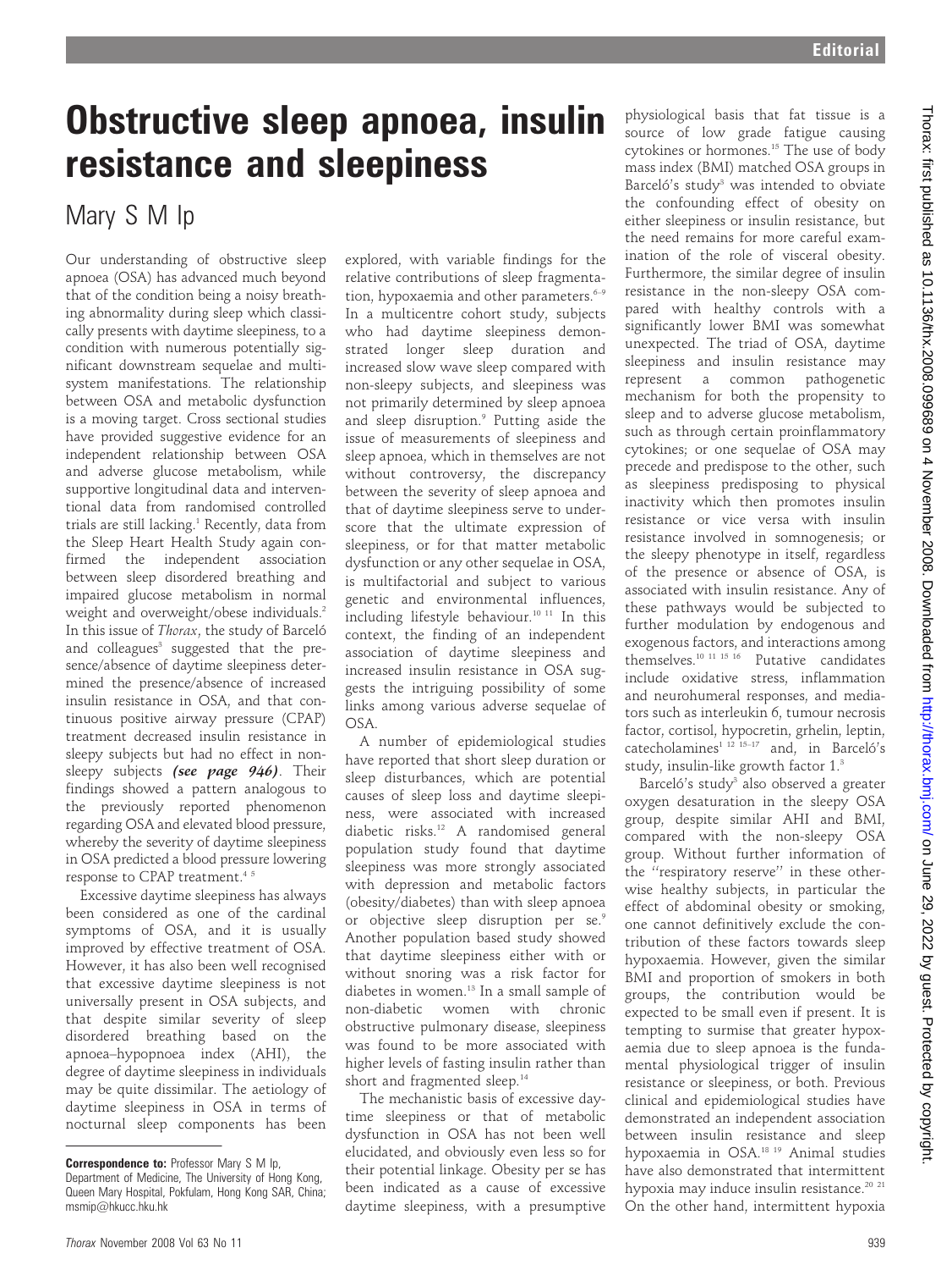# Obstructive sleep apnoea, insulin resistance and sleepiness

Mary S M Ip

Our understanding of obstructive sleep apnoea (OSA) has advanced much beyond that of the condition being a noisy breathing abnormality during sleep which classically presents with daytime sleepiness, to a condition with numerous potentially significant downstream sequelae and multisystem manifestations. The relationship between OSA and metabolic dysfunction is a moving target. Cross sectional studies have provided suggestive evidence for an independent relationship between OSA and adverse glucose metabolism, while supportive longitudinal data and interventional data from randomised controlled trials are still lacking.[1] Recently, data from the Sleep Heart Health Study again confirmed the independent association between sleep disordered breathing and impaired glucose metabolism in normal weight and overweight/obese individuals.[2] In this issue of *Thorax*, the study of Barceló and colleagues[3] suggested that the presence/absence of daytime sleepiness determined the presence/absence of increased insulin resistance in OSA, and that continuous positive airway pressure (CPAP) treatment decreased insulin resistance in sleepy subjects but had no effect in non-sleepy subjects ***(see page 946)***. Their findings showed a pattern analogous to the previously reported phenomenon regarding OSA and elevated blood pressure, whereby the severity of daytime sleepiness in OSA predicted a blood pressure lowering response to CPAP treatment.[4 5]

Excessive daytime sleepiness has always been considered as one of the cardinal symptoms of OSA, and it is usually improved by effective treatment of OSA. However, it has also been well recognised that excessive daytime sleepiness is not universally present in OSA subjects, and that despite similar severity of sleep disordered breathing based on the apnoea–hypopnoea index (AHI), the degree of daytime sleepiness in individuals may be quite dissimilar. The aetiology of daytime sleepiness in OSA in terms of nocturnal sleep components has been explored, with variable findings for the relative contributions of sleep fragmentation, hypoxaemia and other parameters.[6–9] In a multicentre cohort study, subjects who had daytime sleepiness demonstrated longer sleep duration and increased slow wave sleep compared with non-sleepy subjects, and sleepiness was not primarily determined by sleep apnoea and sleep disruption.[9] Putting aside the issue of measurements of sleepiness and sleep apnoea, which in themselves are not without controversy, the discrepancy between the severity of sleep apnoea and that of daytime sleepiness serve to underscore that the ultimate expression of sleepiness, or for that matter metabolic dysfunction or any other sequelae in OSA, is multifactorial and subject to various genetic and environmental influences, including lifestyle behaviour.[10 11] In this context, the finding of an independent association of daytime sleepiness and increased insulin resistance in OSA suggests the intriguing possibility of some links among various adverse sequelae of OSA.

A number of epidemiological studies have reported that short sleep duration or sleep disturbances, which are potential causes of sleep loss and daytime sleepiness, were associated with increased diabetic risks.[12] A randomised general population study found that daytime sleepiness was more strongly associated with depression and metabolic factors (obesity/diabetes) than with sleep apnoea or objective sleep disruption per se.[9] Another population based study showed that daytime sleepiness either with or without snoring was a risk factor for diabetes in women.[13] In a small sample of non-diabetic women with chronic obstructive pulmonary disease, sleepiness was found to be more associated with higher levels of fasting insulin rather than short and fragmented sleep.[14]

The mechanistic basis of excessive daytime sleepiness or that of metabolic dysfunction in OSA has not been well elucidated, and obviously even less so for their potential linkage. Obesity per se has been indicated as a cause of excessive daytime sleepiness, with a presumptive physiological basis that fat tissue is a source of low grade fatigue causing cytokines or hormones.[15] The use of body mass index (BMI) matched OSA groups in Barceló's study[3] was intended to obviate the confounding effect of obesity on either sleepiness or insulin resistance, but the need remains for more careful examination of the role of visceral obesity. Furthermore, the similar degree of insulin resistance in the non-sleepy OSA compared with healthy controls with a significantly lower BMI was somewhat unexpected. The triad of OSA, daytime sleepiness and insulin resistance may represent a common pathogenetic mechanism for both the propensity to sleep and to adverse glucose metabolism, such as through certain proinflammatory cytokines; or one sequelae of OSA may precede and predispose to the other, such as sleepiness predisposing to physical inactivity which then promotes insulin resistance or vice versa with insulin resistance involved in somnogenesis; or the sleepy phenotype in itself, regardless of the presence or absence of OSA, is associated with insulin resistance. Any of these pathways would be subjected to further modulation by endogenous and exogenous factors, and interactions among themselves.[10 11 15 16] Putative candidates include oxidative stress, inflammation and neurohumeral responses, and mediators such as interleukin 6, tumour necrosis factor, cortisol, hypocretin, grhelin, leptin, catecholamines[1 12 15–17] and, in Barceló's study, insulin-like growth factor 1.[3]

Barceló's study[3] also observed a greater oxygen desaturation in the sleepy OSA group, despite similar AHI and BMI, compared with the non-sleepy OSA group. Without further information of the "respiratory reserve" in these otherwise healthy subjects, in particular the effect of abdominal obesity or smoking, one cannot definitively exclude the contribution of these factors towards sleep hypoxaemia. However, given the similar BMI and proportion of smokers in both groups, the contribution would be expected to be small even if present. It is tempting to surmise that greater hypoxaemia due to sleep apnoea is the fundamental physiological trigger of insulin resistance or sleepiness, or both. Previous clinical and epidemiological studies have demonstrated an independent association between insulin resistance and sleep hypoxaemia in OSA.[18 19] Animal studies have also demonstrated that intermittent hypoxia may induce insulin resistance.[20 21] On the other hand, intermittent hypoxia

**Correspondence to:** Professor Mary S M Ip, Department of Medicine, The University of Hong Kong, Queen Mary Hospital, Pokfulam, Hong Kong SAR, China; msmip@hkucc.hku.hk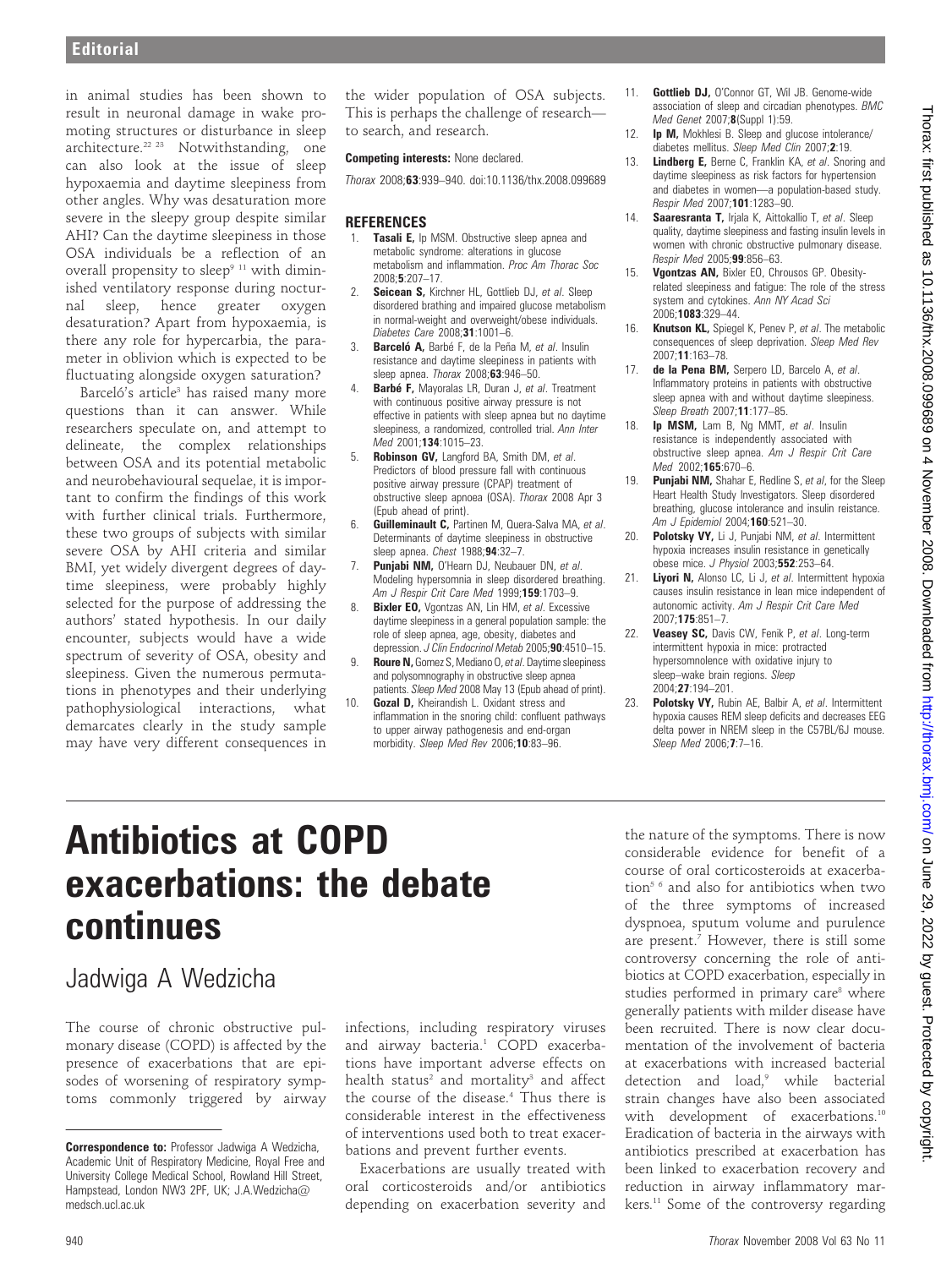in animal studies has been shown to result in neuronal damage in wake promoting structures or disturbance in sleep architecture.[22 23] Notwithstanding, one can also look at the issue of sleep hypoxaemia and daytime sleepiness from other angles. Why was desaturation more severe in the sleepy group despite similar AHI? Can the daytime sleepiness in those OSA individuals be a reflection of an overall propensity to sleep[9 11] with diminished ventilatory response during nocturnal sleep, hence greater oxygen desaturation? Apart from hypoxaemia, is there any role for hypercarbia, the parameter in oblivion which is expected to be fluctuating alongside oxygen saturation?

Barceló's article[3] has raised many more questions than it can answer. While researchers speculate on, and attempt to delineate, the complex relationships between OSA and its potential metabolic and neurobehavioural sequelae, it is important to confirm the findings of this work with further clinical trials. Furthermore, these two groups of subjects with similar severe OSA by AHI criteria and similar BMI, yet widely divergent degrees of daytime sleepiness, were probably highly selected for the purpose of addressing the authors' stated hypothesis. In our daily encounter, subjects would have a wide spectrum of severity of OSA, obesity and sleepiness. Given the numerous permutations in phenotypes and their underlying pathophysiological interactions, what demarcates clearly in the study sample may have very different consequences in the wider population of OSA subjects. This is perhaps the challenge of research—to search, and research.

**Competing interests:** None declared.

*Thorax* 2008;**63**:939–940. doi:10.1136/thx.2008.099689

## REFERENCES

1. **Tasali E,** Ip MSM. Obstructive sleep apnea and metabolic syndrome: alterations in glucose metabolism and inflammation. *Proc Am Thorac Soc* 2008;**5**:207–17.
2. **Seicean S,** Kirchner HL, Gottlieb DJ, *et al*. Sleep disordered breathing and impaired glucose metabolism in normal-weight and overweight/obese individuals. *Diabetes Care* 2008;**31**:1001–6.
3. **Barceló A,** Barbé F, de la Peña M, *et al*. Insulin resistance and daytime sleepiness in patients with sleep apnea. *Thorax* 2008;**63**:946–50.
4. **Barbé F,** Mayoralas LR, Duran J, *et al*. Treatment with continuous positive airway pressure is not effective in patients with sleep apnea but no daytime sleepiness, a randomized, controlled trial. *Ann Inter Med* 2001;**134**:1015–23.
5. **Robinson GV,** Langford BA, Smith DM, *et al*. Predictors of blood pressure fall with continuous positive airway pressure (CPAP) treatment of obstructive sleep apnoea (OSA). *Thorax* 2008 Apr 3 (Epub ahead of print).
6. **Guilleminault C,** Partinen M, Quera-Salva MA, *et al*. Determinants of daytime sleepiness in obstructive sleep apnea. *Chest* 1988;**94**:32–7.
7. **Punjabi NM,** O'Hearn DJ, Neubauer DN, *et al*. Modeling hypersomnia in sleep disordered breathing. *Am J Respir Crit Care Med* 1999;**159**:1703–9.
8. **Bixler EO,** Vgontzas AN, Lin HM, *et al*. Excessive daytime sleepiness in a general population sample: the role of sleep apnea, age, obesity, diabetes and depression. *J Clin Endocrinol Metab* 2005;**90**:4510–15.
9. **Roure N,** Gomez S, Mediano O, *et al*. Daytime sleepiness and polysomnography in obstructive sleep apnea patients. *Sleep Med* 2008 May 13 (Epub ahead of print).
10. **Gozal D,** Kheirandish L. Oxidant stress and inflammation in the snoring child: confluent pathways to upper airway pathogenesis and end-organ morbidity. *Sleep Med Rev* 2006;**10**:83–96.
11. **Gottlieb DJ,** O'Connor GT, Wil JB. Genome-wide association of sleep and circadian phenotypes. *BMC Med Genet* 2007;**8**(Suppl 1):S9.
12. **Ip M,** Mokhlesi B. Sleep and glucose intolerance/diabetes mellitus. *Sleep Med Clin* 2007;**2**:19.
13. **Lindberg E,** Berne C, Franklin KA, *et al*. Snoring and daytime sleepiness as risk factors for hypertension and diabetes in women—a population-based study. *Respir Med* 2007;**101**:1283–90.
14. **Saaresranta T,** Irjala K, Aittokallio T, *et al*. Sleep quality, daytime sleepiness and fasting insulin levels in women with chronic obstructive pulmonary disease. *Respir Med* 2005;**99**:856–63.
15. **Vgontzas AN,** Bixler EO, Chrousos GP. Obesity-related sleepiness and fatigue: The role of the stress system and cytokines. *Ann NY Acad Sci* 2006;**1083**:329–44.
16. **Knutson KL,** Spiegel K, Penev P, *et al*. The metabolic consequences of sleep deprivation. *Sleep Med Rev* 2007;**11**:163–78.
17. **de la Pena BM,** Serpero LD, Barcelo A, *et al*. Inflammatory proteins in patients with obstructive sleep apnea with and without daytime sleepiness. *Sleep Breath* 2007;**11**:177–85.
18. **Ip MSM,** Lam B, Ng MMT, *et al*. Insulin resistance is independently associated with obstructive sleep apnea. *Am J Respir Crit Care Med* 2002;**165**:670–6.
19. **Punjabi NM,** Shahar E, Redline S, *et al*, for the Sleep Heart Health Study Investigators. Sleep disordered breathing, glucose intolerance and insulin resistance. *Am J Epidemiol* 2004;**160**:521–30.
20. **Polotsky VY,** Li J, Punjabi NM, *et al*. Intermittent hypoxia increases insulin resistance in genetically obese mice. *J Physiol* 2003;**552**:253–64.
21. **Liyori N,** Alonso LC, Li J, *et al*. Intermittent hypoxia causes insulin resistance in lean mice independent of autonomic activity. *Am J Respir Crit Care Med* 2007;**175**:851–7.
22. **Veasey SC,** Davis CW, Fenik P, *et al*. Long-term intermittent hypoxia in mice: protracted hypersomnolence with oxidative injury to sleep–wake brain regions. *Sleep* 2004;**27**:194–201.
23. **Polotsky VY,** Rubin AE, Balbir A, *et al*. Intermittent hypoxia causes REM sleep deficits and decreases EEG delta power in NREM sleep in the C57BL/6J mouse. *Sleep Med* 2006;**7**:7–16.

# Antibiotics at COPD exacerbations: the debate continues

## Jadwiga A Wedzicha

The course of chronic obstructive pulmonary disease (COPD) is affected by the presence of exacerbations that are episodes of worsening of respiratory symptoms commonly triggered by airway infections, including respiratory viruses and airway bacteria.[1] COPD exacerbations have important adverse effects on health status[2] and mortality[3] and affect the course of the disease.[4] Thus there is considerable interest in the effectiveness of interventions used both to treat exacerbations and prevent further events.

Exacerbations are usually treated with oral corticosteroids and/or antibiotics depending on exacerbation severity and the nature of the symptoms. There is now considerable evidence for benefit of a course of oral corticosteroids at exacerbation[5 6] and also for antibiotics when two of the three symptoms of increased dyspnoea, sputum volume and purulence are present.[7] However, there is still some controversy concerning the role of antibiotics at COPD exacerbation, especially in studies performed in primary care[8] where generally patients with milder disease have been recruited. There is now clear documentation of the involvement of bacteria at exacerbations with increased bacterial detection and load,[9] while bacterial strain changes have also been associated with development of exacerbations.[10] Eradication of bacteria in the airways with antibiotics prescribed at exacerbation has been linked to exacerbation recovery and reduction in airway inflammatory markers.[11] Some of the controversy regarding

**Correspondence to:** Professor Jadwiga A Wedzicha, Academic Unit of Respiratory Medicine, Royal Free and University College Medical School, Rowland Hill Street, Hampstead, London NW3 2PF, UK; J.A.Wedzicha@medsch.ucl.ac.uk